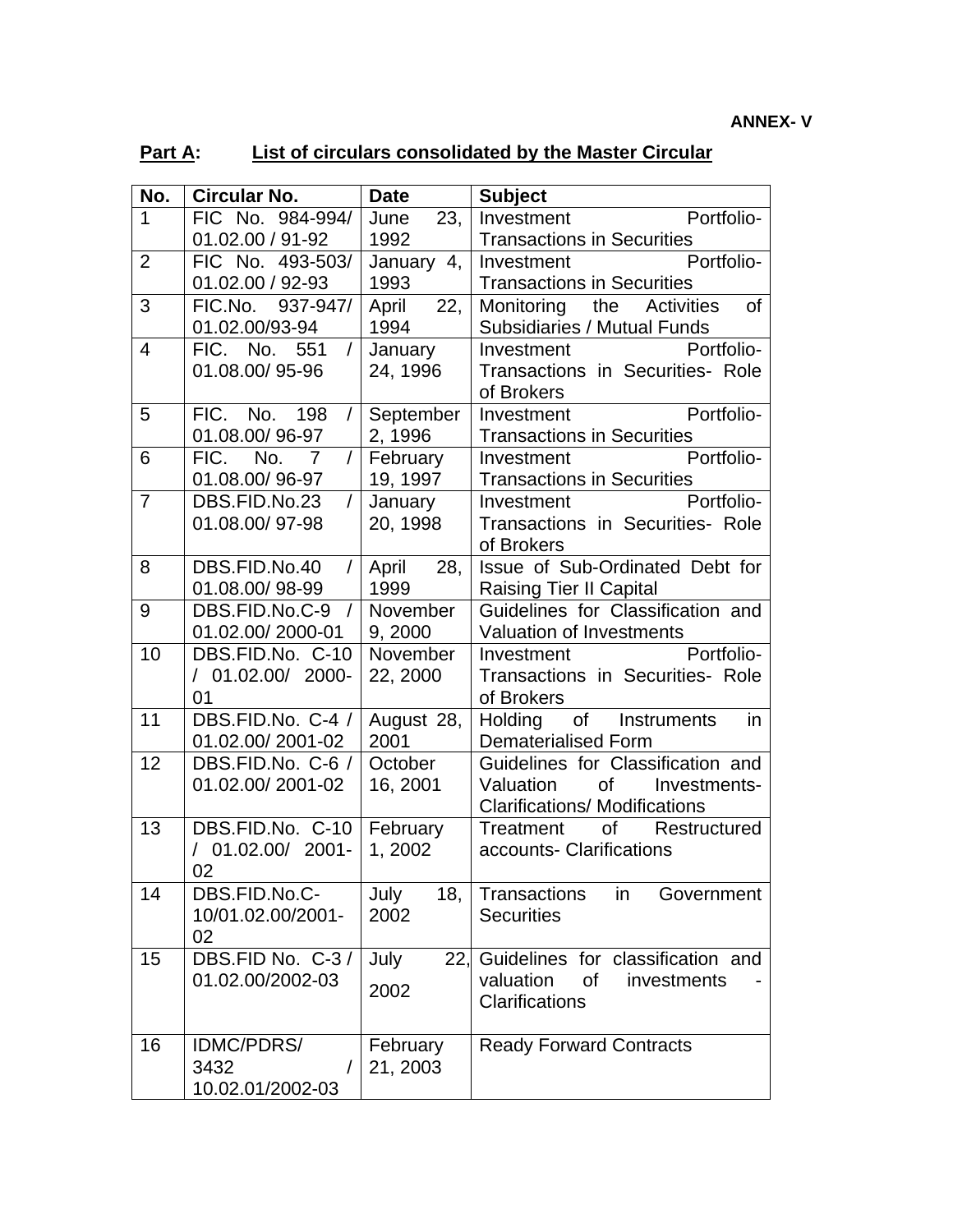**ANNEX- V**

**Part A: List of circulars consolidated by the Master Circular**

| No. | Circular No. | Date | Subject |
|---|---|---|---|
| 1 | FIC No. 984-994/ 01.02.00 / 91-92 | June 23, 1992 | Investment Portfolio- Transactions in Securities |
| 2 | FIC No. 493-503/ 01.02.00 / 92-93 | January 4, 1993 | Investment Portfolio- Transactions in Securities |
| 3 | FIC.No. 937-947/ 01.02.00/93-94 | April 22, 1994 | Monitoring the Activities of Subsidiaries / Mutual Funds |
| 4 | FIC. No. 551 / 01.08.00/ 95-96 | January 24, 1996 | Investment Portfolio- Transactions in Securities- Role of Brokers |
| 5 | FIC. No. 198 / 01.08.00/ 96-97 | September 2, 1996 | Investment Portfolio- Transactions in Securities |
| 6 | FIC. No. 7 / 01.08.00/ 96-97 | February 19, 1997 | Investment Portfolio- Transactions in Securities |
| 7 | DBS.FID.No.23 / 01.08.00/ 97-98 | January 20, 1998 | Investment Portfolio- Transactions in Securities- Role of Brokers |
| 8 | DBS.FID.No.40 / 01.08.00/ 98-99 | April 28, 1999 | Issue of Sub-Ordinated Debt for Raising Tier II Capital |
| 9 | DBS.FID.No.C-9 / 01.02.00/ 2000-01 | November 9, 2000 | Guidelines for Classification and Valuation of Investments |
| 10 | DBS.FID.No. C-10 / 01.02.00/ 2000-01 | November 22, 2000 | Investment Portfolio- Transactions in Securities- Role of Brokers |
| 11 | DBS.FID.No. C-4 / 01.02.00/ 2001-02 | August 28, 2001 | Holding of Instruments in Dematerialised Form |
| 12 | DBS.FID.No. C-6 / 01.02.00/ 2001-02 | October 16, 2001 | Guidelines for Classification and Valuation of Investments- Clarifications/ Modifications |
| 13 | DBS.FID.No. C-10 / 01.02.00/ 2001-02 | February 1, 2002 | Treatment of Restructured accounts- Clarifications |
| 14 | DBS.FID.No.C-10/01.02.00/2001-02 | July 18, 2002 | Transactions in Government Securities |
| 15 | DBS.FID No. C-3 / 01.02.00/2002-03 | July 22, 2002 | Guidelines for classification and valuation of investments - Clarifications |
| 16 | IDMC/PDRS/ 3432 / 10.02.01/2002-03 | February 21, 2003 | Ready Forward Contracts |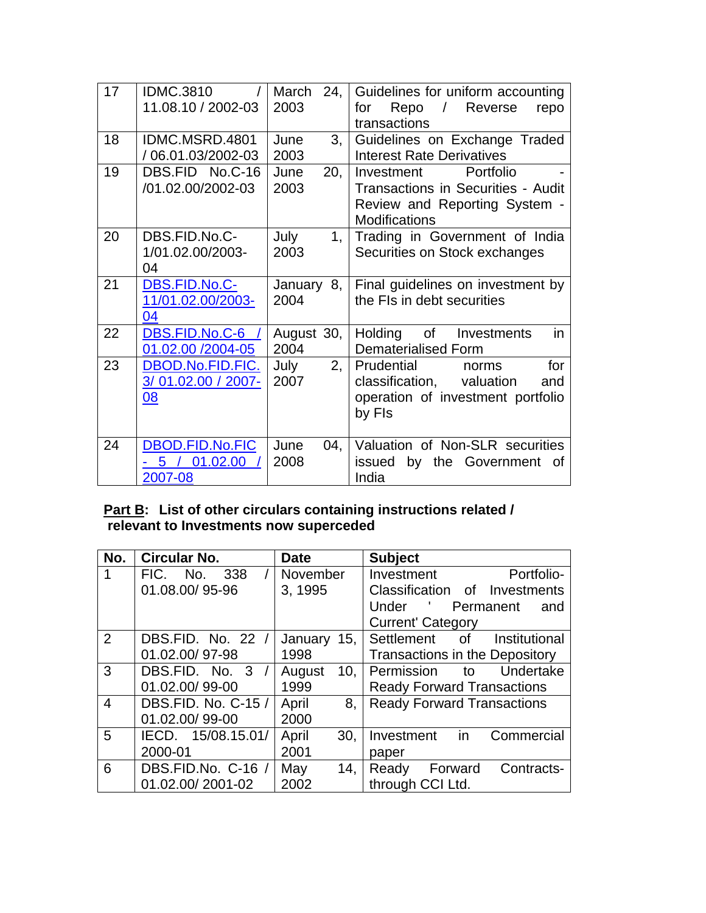| | | | |
|---|---|---|---|
| 17 | IDMC.3810 / 11.08.10 / 2002-03 | March 24, 2003 | Guidelines for uniform accounting for Repo / Reverse repo transactions |
| 18 | IDMC.MSRD.4801 / 06.01.03/2002-03 | June 3, 2003 | Guidelines on Exchange Traded Interest Rate Derivatives |
| 19 | DBS.FID No.C-16 /01.02.00/2002-03 | June 20, 2003 | Investment Portfolio - Transactions in Securities - Audit Review and Reporting System - Modifications |
| 20 | DBS.FID.No.C-1/01.02.00/2003-04 | July 1, 2003 | Trading in Government of India Securities on Stock exchanges |
| 21 | DBS.FID.No.C-11/01.02.00/2003-04 | January 8, 2004 | Final guidelines on investment by the FIs in debt securities |
| 22 | DBS.FID.No.C-6 / 01.02.00 /2004-05 | August 30, 2004 | Holding of Investments in Dematerialised Form |
| 23 | DBOD.No.FID.FIC. 3/ 01.02.00 / 2007-08 | July 2, 2007 | Prudential norms for classification, valuation and operation of investment portfolio by FIs |
| 24 | DBOD.FID.No.FIC - 5 / 01.02.00 / 2007-08 | June 04, 2008 | Valuation of Non-SLR securities issued by the Government of India |

**Part B: List of other circulars containing instructions related / relevant to Investments now superceded**

| No. | Circular No. | Date | Subject |
|---|---|---|---|
| 1 | FIC. No. 338 / 01.08.00/ 95-96 | November 3, 1995 | Investment Portfolio-Classification of Investments Under ' Permanent and Current' Category |
| 2 | DBS.FID. No. 22 / 01.02.00/ 97-98 | January 15, 1998 | Settlement of Institutional Transactions in the Depository |
| 3 | DBS.FID. No. 3 / 01.02.00/ 99-00 | August 10, 1999 | Permission to Undertake Ready Forward Transactions |
| 4 | DBS.FID. No. C-15 / 01.02.00/ 99-00 | April 8, 2000 | Ready Forward Transactions |
| 5 | IECD. 15/08.15.01/ 2000-01 | April 30, 2001 | Investment in Commercial paper |
| 6 | DBS.FID.No. C-16 / 01.02.00/ 2001-02 | May 14, 2002 | Ready Forward Contracts-through CCI Ltd. |